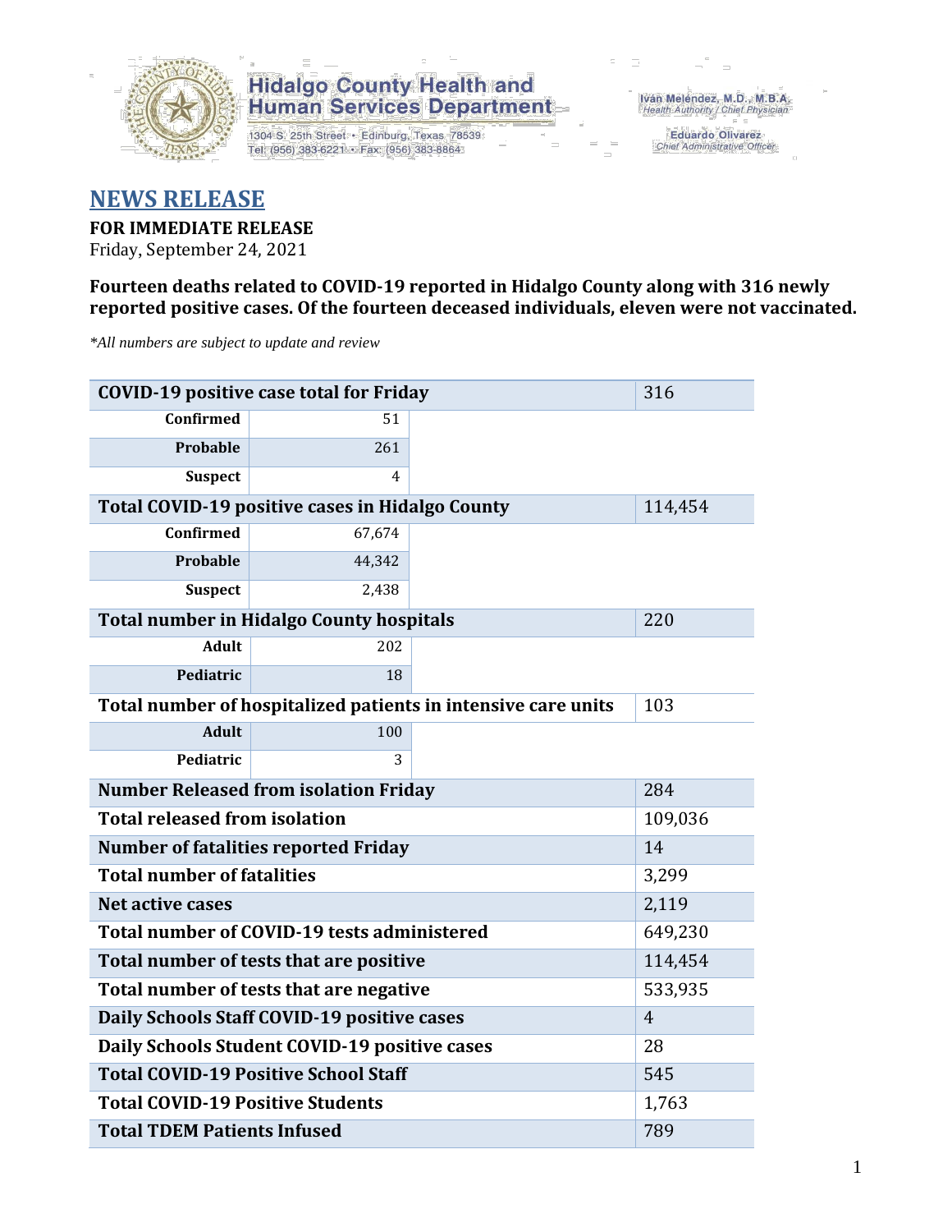Hidalgo County Health and Human Services Department

1304 S. 25th Street • Edinburg, Texas 78539
Tel: (956) 383-6221 • Fax: (956) 383-8864

Iván Meléndez, M.D., M.B.A.
Health Authority / Chief Physician

Eduardo Olivarez
Chief Administrative Officer

# NEWS RELEASE

**FOR IMMEDIATE RELEASE**
Friday, September 24, 2021

**Fourteen deaths related to COVID-19 reported in Hidalgo County along with 316 newly reported positive cases. Of the fourteen deceased individuals, eleven were not vaccinated.**

*\*All numbers are subject to update and review*

| **COVID-19 positive case total for Friday** | | 316 |
|---|---|---|
| **Confirmed** | 51 | |
| **Probable** | 261 | |
| **Suspect** | 4 | |
| **Total COVID-19 positive cases in Hidalgo County** | | 114,454 |
| **Confirmed** | 67,674 | |
| **Probable** | 44,342 | |
| **Suspect** | 2,438 | |
| **Total number in Hidalgo County hospitals** | | 220 |
| **Adult** | 202 | |
| **Pediatric** | 18 | |
| **Total number of hospitalized patients in intensive care units** | | 103 |
| **Adult** | 100 | |
| **Pediatric** | 3 | |
| **Number Released from isolation Friday** | | 284 |
| **Total released from isolation** | | 109,036 |
| **Number of fatalities reported Friday** | | 14 |
| **Total number of fatalities** | | 3,299 |
| **Net active cases** | | 2,119 |
| **Total number of COVID-19 tests administered** | | 649,230 |
| **Total number of tests that are positive** | | 114,454 |
| **Total number of tests that are negative** | | 533,935 |
| **Daily Schools Staff COVID-19 positive cases** | | 4 |
| **Daily Schools Student COVID-19 positive cases** | | 28 |
| **Total COVID-19 Positive School Staff** | | 545 |
| **Total COVID-19 Positive Students** | | 1,763 |
| **Total TDEM Patients Infused** | | 789 |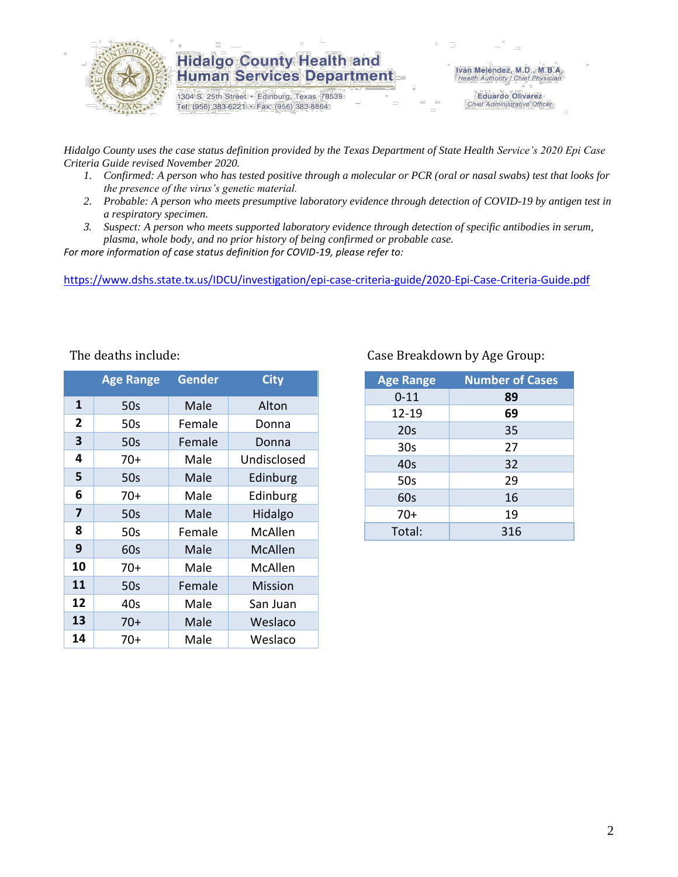# Hidalgo County Health and Human Services Department

1304 S. 25th Street • Edinburg, Texas 78539
Tel: (956) 383-6221 • Fax: (956) 383-8864

Iván Meléndez, M.D., M.B.A.
*Health Authority / Chief Physician*

Eduardo Olivarez
*Chief Administrative Officer*

*Hidalgo County uses the case status definition provided by the Texas Department of State Health Service's 2020 Epi Case Criteria Guide revised November 2020.*

1. *Confirmed: A person who has tested positive through a molecular or PCR (oral or nasal swabs) test that looks for the presence of the virus's genetic material.*
2. *Probable: A person who meets presumptive laboratory evidence through detection of COVID-19 by antigen test in a respiratory specimen.*
3. *Suspect: A person who meets supported laboratory evidence through detection of specific antibodies in serum, plasma, whole body, and no prior history of being confirmed or probable case.*

*For more information of case status definition for COVID-19, please refer to:*

https://www.dshs.state.tx.us/IDCU/investigation/epi-case-criteria-guide/2020-Epi-Case-Criteria-Guide.pdf

The deaths include:

| | Age Range | Gender | City |
|---|---|---|---|
| **1** | 50s | Male | Alton |
| **2** | 50s | Female | Donna |
| **3** | 50s | Female | Donna |
| **4** | 70+ | Male | Undisclosed |
| **5** | 50s | Male | Edinburg |
| **6** | 70+ | Male | Edinburg |
| **7** | 50s | Male | Hidalgo |
| **8** | 50s | Female | McAllen |
| **9** | 60s | Male | McAllen |
| **10** | 70+ | Male | McAllen |
| **11** | 50s | Female | Mission |
| **12** | 40s | Male | San Juan |
| **13** | 70+ | Male | Weslaco |
| **14** | 70+ | Male | Weslaco |

Case Breakdown by Age Group:

| Age Range | Number of Cases |
|---|---|
| 0-11 | **89** |
| 12-19 | **69** |
| 20s | 35 |
| 30s | 27 |
| 40s | 32 |
| 50s | 29 |
| 60s | 16 |
| 70+ | 19 |
| Total: | 316 |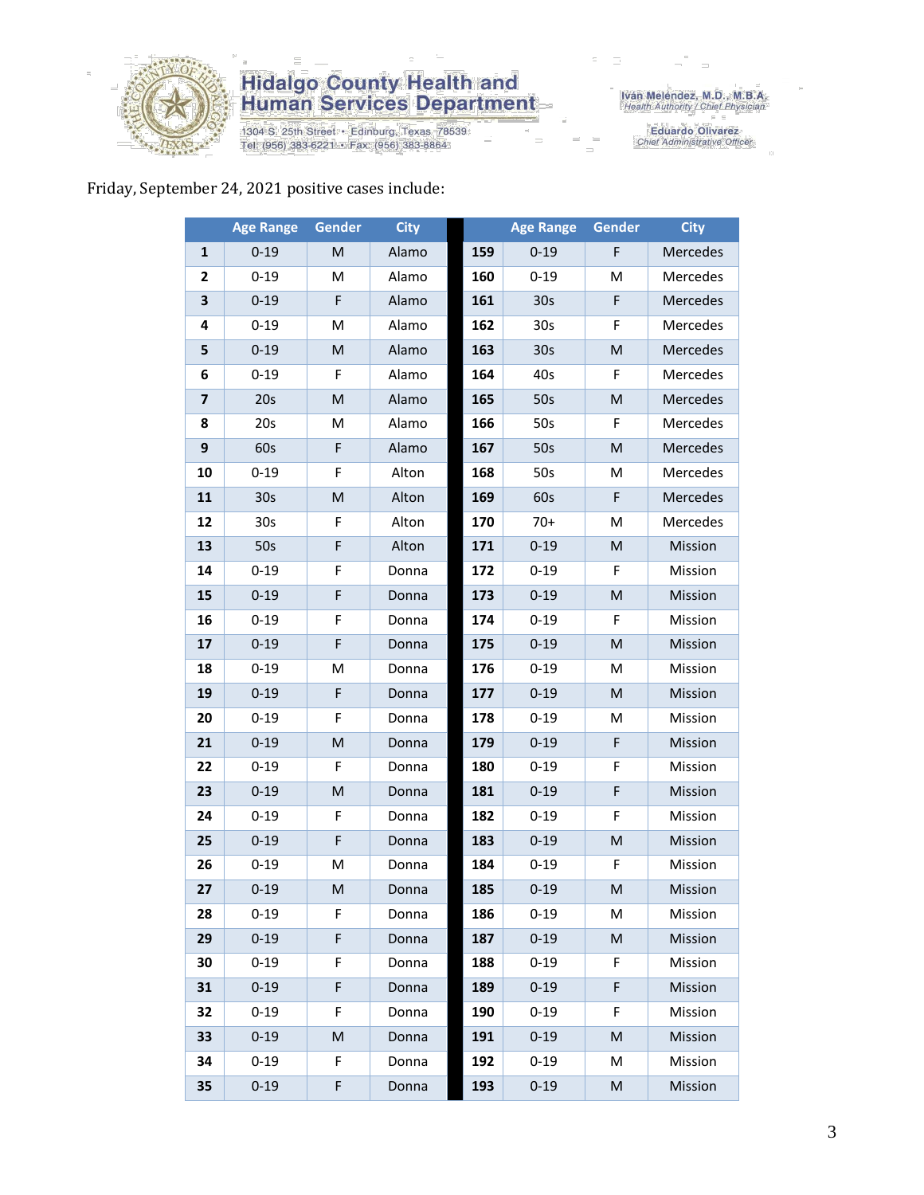Friday, September 24, 2021 positive cases include:

| | Age Range | Gender | City | | Age Range | Gender | City |
|---|---|---|---|---|---|---|---|
| **1** | 0-19 | M | Alamo | **159** | 0-19 | F | Mercedes |
| **2** | 0-19 | M | Alamo | **160** | 0-19 | M | Mercedes |
| **3** | 0-19 | F | Alamo | **161** | 30s | F | Mercedes |
| **4** | 0-19 | M | Alamo | **162** | 30s | F | Mercedes |
| **5** | 0-19 | M | Alamo | **163** | 30s | M | Mercedes |
| **6** | 0-19 | F | Alamo | **164** | 40s | F | Mercedes |
| **7** | 20s | M | Alamo | **165** | 50s | M | Mercedes |
| **8** | 20s | M | Alamo | **166** | 50s | F | Mercedes |
| **9** | 60s | F | Alamo | **167** | 50s | M | Mercedes |
| **10** | 0-19 | F | Alton | **168** | 50s | M | Mercedes |
| **11** | 30s | M | Alton | **169** | 60s | F | Mercedes |
| **12** | 30s | F | Alton | **170** | 70+ | M | Mercedes |
| **13** | 50s | F | Alton | **171** | 0-19 | M | Mission |
| **14** | 0-19 | F | Donna | **172** | 0-19 | F | Mission |
| **15** | 0-19 | F | Donna | **173** | 0-19 | M | Mission |
| **16** | 0-19 | F | Donna | **174** | 0-19 | F | Mission |
| **17** | 0-19 | F | Donna | **175** | 0-19 | M | Mission |
| **18** | 0-19 | M | Donna | **176** | 0-19 | M | Mission |
| **19** | 0-19 | F | Donna | **177** | 0-19 | M | Mission |
| **20** | 0-19 | F | Donna | **178** | 0-19 | M | Mission |
| **21** | 0-19 | M | Donna | **179** | 0-19 | F | Mission |
| **22** | 0-19 | F | Donna | **180** | 0-19 | F | Mission |
| **23** | 0-19 | M | Donna | **181** | 0-19 | F | Mission |
| **24** | 0-19 | F | Donna | **182** | 0-19 | F | Mission |
| **25** | 0-19 | F | Donna | **183** | 0-19 | M | Mission |
| **26** | 0-19 | M | Donna | **184** | 0-19 | F | Mission |
| **27** | 0-19 | M | Donna | **185** | 0-19 | M | Mission |
| **28** | 0-19 | F | Donna | **186** | 0-19 | M | Mission |
| **29** | 0-19 | F | Donna | **187** | 0-19 | M | Mission |
| **30** | 0-19 | F | Donna | **188** | 0-19 | F | Mission |
| **31** | 0-19 | F | Donna | **189** | 0-19 | F | Mission |
| **32** | 0-19 | F | Donna | **190** | 0-19 | F | Mission |
| **33** | 0-19 | M | Donna | **191** | 0-19 | M | Mission |
| **34** | 0-19 | F | Donna | **192** | 0-19 | M | Mission |
| **35** | 0-19 | F | Donna | **193** | 0-19 | M | Mission |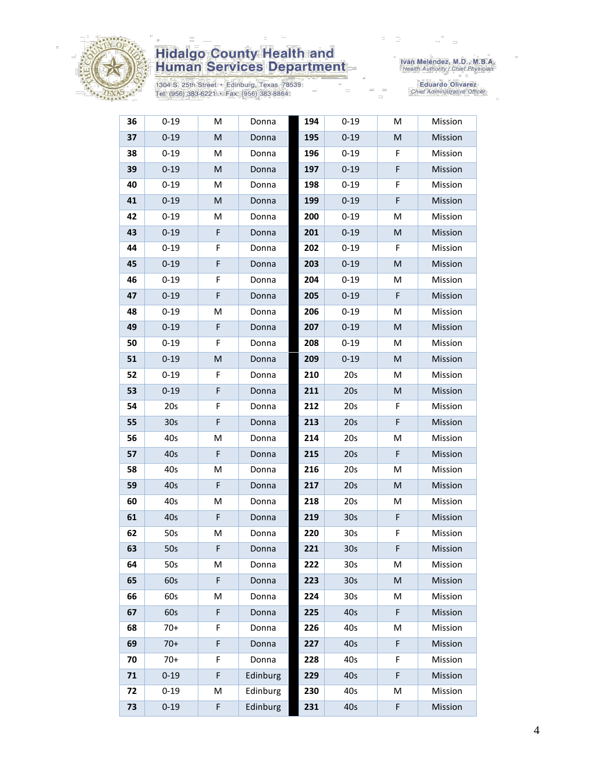| 36 | 0-19 | M | Donna | 194 | 0-19 | M | Mission |
|---|---|---|---|---|---|---|---|
| 37 | 0-19 | M | Donna | 195 | 0-19 | M | Mission |
| 38 | 0-19 | M | Donna | 196 | 0-19 | F | Mission |
| 39 | 0-19 | M | Donna | 197 | 0-19 | F | Mission |
| 40 | 0-19 | M | Donna | 198 | 0-19 | F | Mission |
| 41 | 0-19 | M | Donna | 199 | 0-19 | F | Mission |
| 42 | 0-19 | M | Donna | 200 | 0-19 | M | Mission |
| 43 | 0-19 | F | Donna | 201 | 0-19 | M | Mission |
| 44 | 0-19 | F | Donna | 202 | 0-19 | F | Mission |
| 45 | 0-19 | F | Donna | 203 | 0-19 | M | Mission |
| 46 | 0-19 | F | Donna | 204 | 0-19 | M | Mission |
| 47 | 0-19 | F | Donna | 205 | 0-19 | F | Mission |
| 48 | 0-19 | M | Donna | 206 | 0-19 | M | Mission |
| 49 | 0-19 | F | Donna | 207 | 0-19 | M | Mission |
| 50 | 0-19 | F | Donna | 208 | 0-19 | M | Mission |
| 51 | 0-19 | M | Donna | 209 | 0-19 | M | Mission |
| 52 | 0-19 | F | Donna | 210 | 20s | M | Mission |
| 53 | 0-19 | F | Donna | 211 | 20s | M | Mission |
| 54 | 20s | F | Donna | 212 | 20s | F | Mission |
| 55 | 30s | F | Donna | 213 | 20s | F | Mission |
| 56 | 40s | M | Donna | 214 | 20s | M | Mission |
| 57 | 40s | F | Donna | 215 | 20s | F | Mission |
| 58 | 40s | M | Donna | 216 | 20s | M | Mission |
| 59 | 40s | F | Donna | 217 | 20s | M | Mission |
| 60 | 40s | M | Donna | 218 | 20s | M | Mission |
| 61 | 40s | F | Donna | 219 | 30s | F | Mission |
| 62 | 50s | M | Donna | 220 | 30s | F | Mission |
| 63 | 50s | F | Donna | 221 | 30s | F | Mission |
| 64 | 50s | M | Donna | 222 | 30s | M | Mission |
| 65 | 60s | F | Donna | 223 | 30s | M | Mission |
| 66 | 60s | M | Donna | 224 | 30s | M | Mission |
| 67 | 60s | F | Donna | 225 | 40s | F | Mission |
| 68 | 70+ | F | Donna | 226 | 40s | M | Mission |
| 69 | 70+ | F | Donna | 227 | 40s | F | Mission |
| 70 | 70+ | F | Donna | 228 | 40s | F | Mission |
| 71 | 0-19 | F | Edinburg | 229 | 40s | F | Mission |
| 72 | 0-19 | M | Edinburg | 230 | 40s | M | Mission |
| 73 | 0-19 | F | Edinburg | 231 | 40s | F | Mission |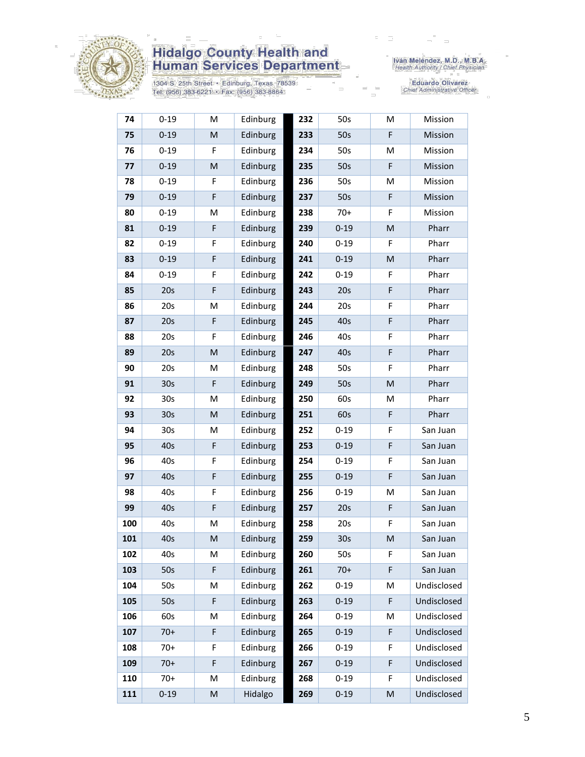| 74 | 0-19 | M | Edinburg | 232 | 50s | M | Mission |
|---|---|---|---|---|---|---|---|
| 75 | 0-19 | M | Edinburg | 233 | 50s | F | Mission |
| 76 | 0-19 | F | Edinburg | 234 | 50s | M | Mission |
| 77 | 0-19 | M | Edinburg | 235 | 50s | F | Mission |
| 78 | 0-19 | F | Edinburg | 236 | 50s | M | Mission |
| 79 | 0-19 | F | Edinburg | 237 | 50s | F | Mission |
| 80 | 0-19 | M | Edinburg | 238 | 70+ | F | Mission |
| 81 | 0-19 | F | Edinburg | 239 | 0-19 | M | Pharr |
| 82 | 0-19 | F | Edinburg | 240 | 0-19 | F | Pharr |
| 83 | 0-19 | F | Edinburg | 241 | 0-19 | M | Pharr |
| 84 | 0-19 | F | Edinburg | 242 | 0-19 | F | Pharr |
| 85 | 20s | F | Edinburg | 243 | 20s | F | Pharr |
| 86 | 20s | M | Edinburg | 244 | 20s | F | Pharr |
| 87 | 20s | F | Edinburg | 245 | 40s | F | Pharr |
| 88 | 20s | F | Edinburg | 246 | 40s | F | Pharr |
| 89 | 20s | M | Edinburg | 247 | 40s | F | Pharr |
| 90 | 20s | M | Edinburg | 248 | 50s | F | Pharr |
| 91 | 30s | F | Edinburg | 249 | 50s | M | Pharr |
| 92 | 30s | M | Edinburg | 250 | 60s | M | Pharr |
| 93 | 30s | M | Edinburg | 251 | 60s | F | Pharr |
| 94 | 30s | M | Edinburg | 252 | 0-19 | F | San Juan |
| 95 | 40s | F | Edinburg | 253 | 0-19 | F | San Juan |
| 96 | 40s | F | Edinburg | 254 | 0-19 | F | San Juan |
| 97 | 40s | F | Edinburg | 255 | 0-19 | F | San Juan |
| 98 | 40s | F | Edinburg | 256 | 0-19 | M | San Juan |
| 99 | 40s | F | Edinburg | 257 | 20s | F | San Juan |
| 100 | 40s | M | Edinburg | 258 | 20s | F | San Juan |
| 101 | 40s | M | Edinburg | 259 | 30s | M | San Juan |
| 102 | 40s | M | Edinburg | 260 | 50s | F | San Juan |
| 103 | 50s | F | Edinburg | 261 | 70+ | F | San Juan |
| 104 | 50s | M | Edinburg | 262 | 0-19 | M | Undisclosed |
| 105 | 50s | F | Edinburg | 263 | 0-19 | F | Undisclosed |
| 106 | 60s | M | Edinburg | 264 | 0-19 | M | Undisclosed |
| 107 | 70+ | F | Edinburg | 265 | 0-19 | F | Undisclosed |
| 108 | 70+ | F | Edinburg | 266 | 0-19 | F | Undisclosed |
| 109 | 70+ | F | Edinburg | 267 | 0-19 | F | Undisclosed |
| 110 | 70+ | M | Edinburg | 268 | 0-19 | F | Undisclosed |
| 111 | 0-19 | M | Hidalgo | 269 | 0-19 | M | Undisclosed |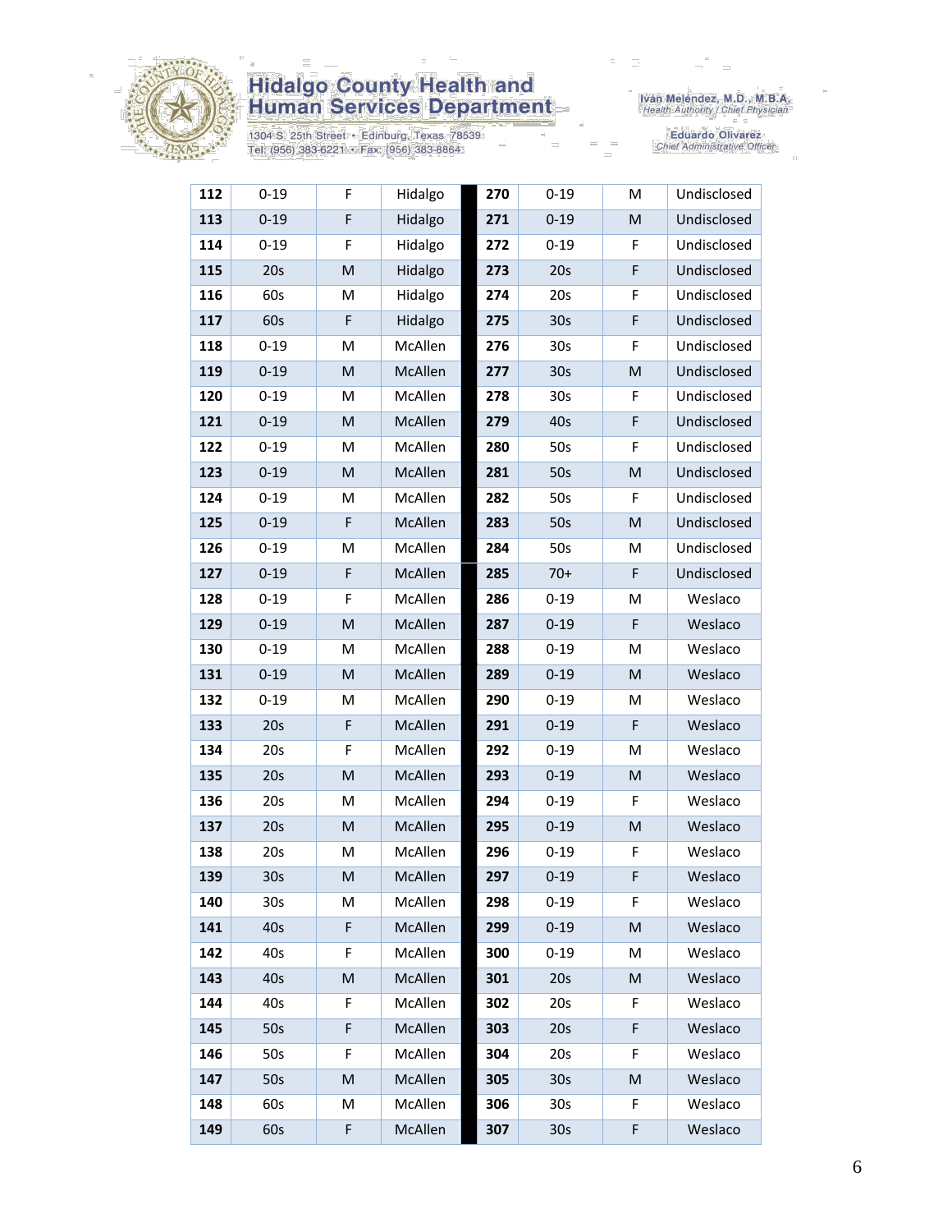| 112 | 0-19 | F | Hidalgo | 270 | 0-19 | M | Undisclosed |
|---|---|---|---|---|---|---|---|
| 113 | 0-19 | F | Hidalgo | 271 | 0-19 | M | Undisclosed |
| 114 | 0-19 | F | Hidalgo | 272 | 0-19 | F | Undisclosed |
| 115 | 20s | M | Hidalgo | 273 | 20s | F | Undisclosed |
| 116 | 60s | M | Hidalgo | 274 | 20s | F | Undisclosed |
| 117 | 60s | F | Hidalgo | 275 | 30s | F | Undisclosed |
| 118 | 0-19 | M | McAllen | 276 | 30s | F | Undisclosed |
| 119 | 0-19 | M | McAllen | 277 | 30s | M | Undisclosed |
| 120 | 0-19 | M | McAllen | 278 | 30s | F | Undisclosed |
| 121 | 0-19 | M | McAllen | 279 | 40s | F | Undisclosed |
| 122 | 0-19 | M | McAllen | 280 | 50s | F | Undisclosed |
| 123 | 0-19 | M | McAllen | 281 | 50s | M | Undisclosed |
| 124 | 0-19 | M | McAllen | 282 | 50s | F | Undisclosed |
| 125 | 0-19 | F | McAllen | 283 | 50s | M | Undisclosed |
| 126 | 0-19 | M | McAllen | 284 | 50s | M | Undisclosed |
| 127 | 0-19 | F | McAllen | 285 | 70+ | F | Undisclosed |
| 128 | 0-19 | F | McAllen | 286 | 0-19 | M | Weslaco |
| 129 | 0-19 | M | McAllen | 287 | 0-19 | F | Weslaco |
| 130 | 0-19 | M | McAllen | 288 | 0-19 | M | Weslaco |
| 131 | 0-19 | M | McAllen | 289 | 0-19 | M | Weslaco |
| 132 | 0-19 | M | McAllen | 290 | 0-19 | M | Weslaco |
| 133 | 20s | F | McAllen | 291 | 0-19 | F | Weslaco |
| 134 | 20s | F | McAllen | 292 | 0-19 | M | Weslaco |
| 135 | 20s | M | McAllen | 293 | 0-19 | M | Weslaco |
| 136 | 20s | M | McAllen | 294 | 0-19 | F | Weslaco |
| 137 | 20s | M | McAllen | 295 | 0-19 | M | Weslaco |
| 138 | 20s | M | McAllen | 296 | 0-19 | F | Weslaco |
| 139 | 30s | M | McAllen | 297 | 0-19 | F | Weslaco |
| 140 | 30s | M | McAllen | 298 | 0-19 | F | Weslaco |
| 141 | 40s | F | McAllen | 299 | 0-19 | M | Weslaco |
| 142 | 40s | F | McAllen | 300 | 0-19 | M | Weslaco |
| 143 | 40s | M | McAllen | 301 | 20s | M | Weslaco |
| 144 | 40s | F | McAllen | 302 | 20s | F | Weslaco |
| 145 | 50s | F | McAllen | 303 | 20s | F | Weslaco |
| 146 | 50s | F | McAllen | 304 | 20s | F | Weslaco |
| 147 | 50s | M | McAllen | 305 | 30s | M | Weslaco |
| 148 | 60s | M | McAllen | 306 | 30s | F | Weslaco |
| 149 | 60s | F | McAllen | 307 | 30s | F | Weslaco |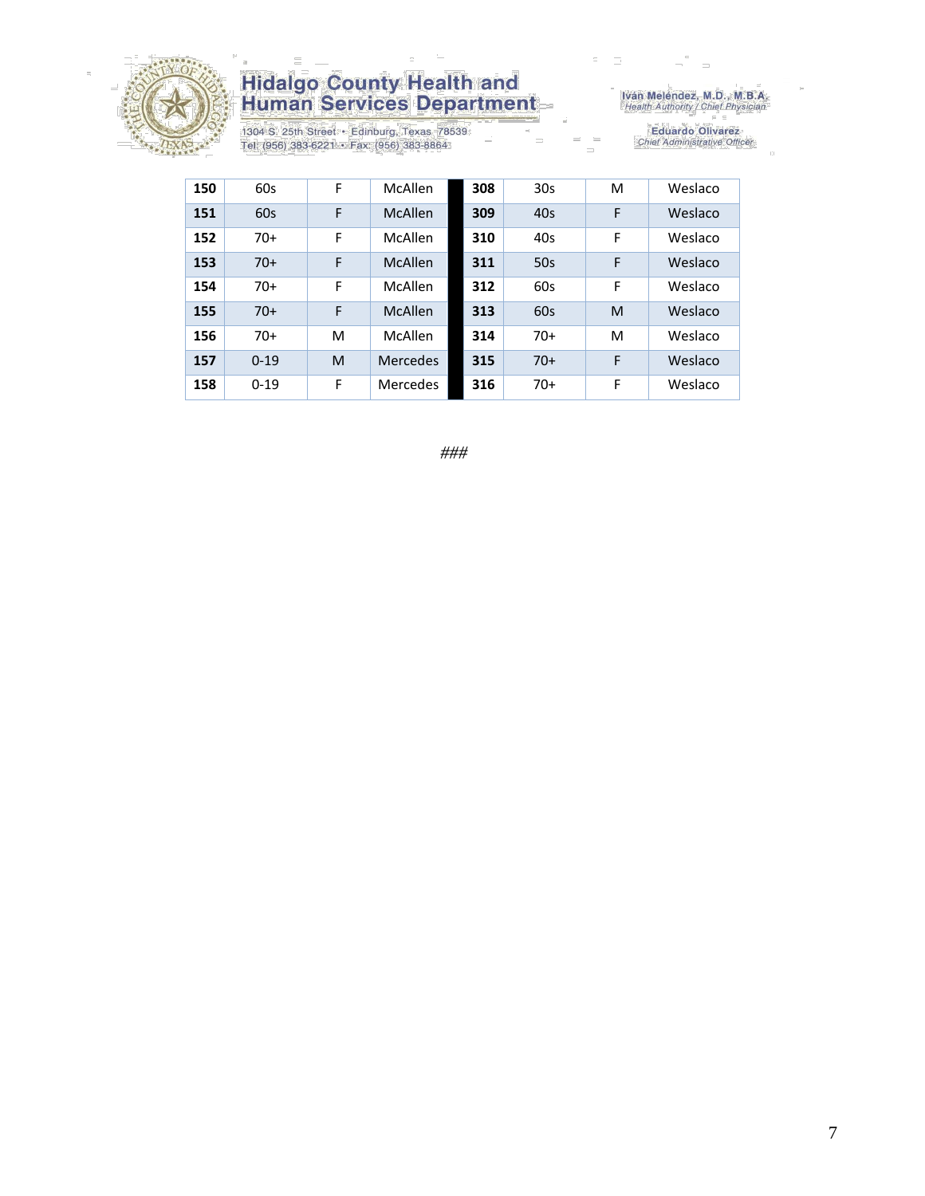| | | | | | | | | |
|---|---|---|---|---|---|---|---|---|
| **150** | 60s | F | McAllen | | **308** | 30s | M | Weslaco |
| **151** | 60s | F | McAllen | | **309** | 40s | F | Weslaco |
| **152** | 70+ | F | McAllen | | **310** | 40s | F | Weslaco |
| **153** | 70+ | F | McAllen | | **311** | 50s | F | Weslaco |
| **154** | 70+ | F | McAllen | | **312** | 60s | F | Weslaco |
| **155** | 70+ | F | McAllen | | **313** | 60s | M | Weslaco |
| **156** | 70+ | M | McAllen | | **314** | 70+ | M | Weslaco |
| **157** | 0-19 | M | Mercedes | | **315** | 70+ | F | Weslaco |
| **158** | 0-19 | F | Mercedes | | **316** | 70+ | F | Weslaco |

###